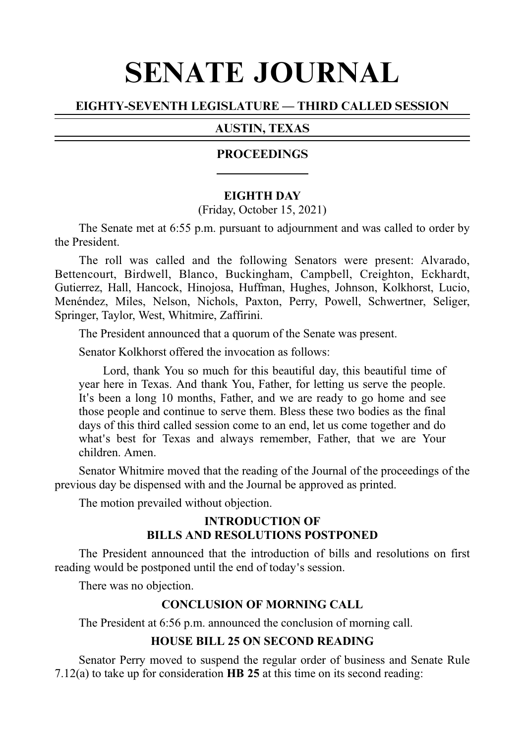# SENATE JOURNAL

## EIGHTY-SEVENTH LEGISLATURE — THIRD CALLED SESSION

## AUSTIN, TEXAS

## PROCEEDINGS

### EIGHTH DAY

(Friday, October 15, 2021)

The Senate met at 6:55 p.m. pursuant to adjournment and was called to order by the President.

The roll was called and the following Senators were present: Alvarado, Bettencourt, Birdwell, Blanco, Buckingham, Campbell, Creighton, Eckhardt, Gutierrez, Hall, Hancock, Hinojosa, Huffman, Hughes, Johnson, Kolkhorst, Lucio, Menéndez, Miles, Nelson, Nichols, Paxton, Perry, Powell, Schwertner, Seliger, Springer, Taylor, West, Whitmire, Zaffirini.

The President announced that a quorum of the Senate was present.

Senator Kolkhorst offered the invocation as follows:

> Lord, thank You so much for this beautiful day, this beautiful time of year here in Texas. And thank You, Father, for letting us serve the people. It's been a long 10 months, Father, and we are ready to go home and see those people and continue to serve them. Bless these two bodies as the final days of this third called session come to an end, let us come together and do what's best for Texas and always remember, Father, that we are Your children. Amen.

Senator Whitmire moved that the reading of the Journal of the proceedings of the previous day be dispensed with and the Journal be approved as printed.

The motion prevailed without objection.

### INTRODUCTION OF BILLS AND RESOLUTIONS POSTPONED

The President announced that the introduction of bills and resolutions on first reading would be postponed until the end of today's session.

There was no objection.

### CONCLUSION OF MORNING CALL

The President at 6:56 p.m. announced the conclusion of morning call.

### HOUSE BILL 25 ON SECOND READING

Senator Perry moved to suspend the regular order of business and Senate Rule 7.12(a) to take up for consideration **HB 25** at this time on its second reading: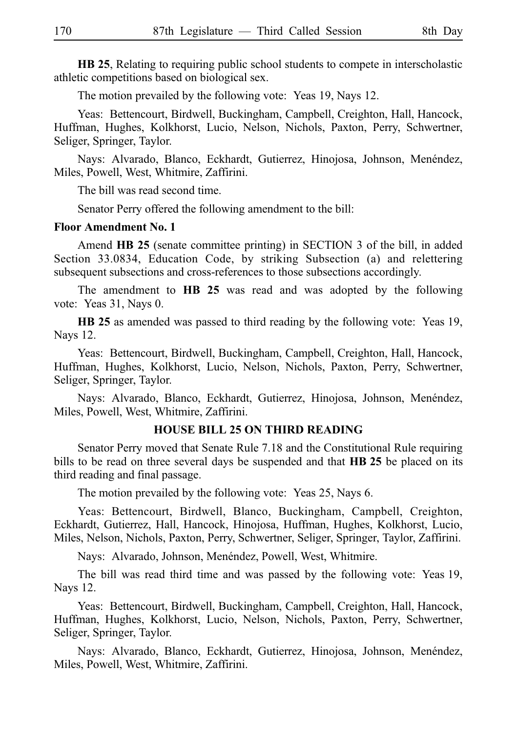**HB 25**, Relating to requiring public school students to compete in interscholastic athletic competitions based on biological sex.

The motion prevailed by the following vote: Yeas 19, Nays 12.

Yeas: Bettencourt, Birdwell, Buckingham, Campbell, Creighton, Hall, Hancock, Huffman, Hughes, Kolkhorst, Lucio, Nelson, Nichols, Paxton, Perry, Schwertner, Seliger, Springer, Taylor.

Nays: Alvarado, Blanco, Eckhardt, Gutierrez, Hinojosa, Johnson, Menéndez, Miles, Powell, West, Whitmire, Zaffirini.

The bill was read second time.

Senator Perry offered the following amendment to the bill:

**Floor Amendment No. 1**

Amend **HB 25** (senate committee printing) in SECTION 3 of the bill, in added Section 33.0834, Education Code, by striking Subsection (a) and relettering subsequent subsections and cross-references to those subsections accordingly.

The amendment to **HB 25** was read and was adopted by the following vote: Yeas 31, Nays 0.

**HB 25** as amended was passed to third reading by the following vote: Yeas 19, Nays 12.

Yeas: Bettencourt, Birdwell, Buckingham, Campbell, Creighton, Hall, Hancock, Huffman, Hughes, Kolkhorst, Lucio, Nelson, Nichols, Paxton, Perry, Schwertner, Seliger, Springer, Taylor.

Nays: Alvarado, Blanco, Eckhardt, Gutierrez, Hinojosa, Johnson, Menéndez, Miles, Powell, West, Whitmire, Zaffirini.

## HOUSE BILL 25 ON THIRD READING

Senator Perry moved that Senate Rule 7.18 and the Constitutional Rule requiring bills to be read on three several days be suspended and that **HB 25** be placed on its third reading and final passage.

The motion prevailed by the following vote: Yeas 25, Nays 6.

Yeas: Bettencourt, Birdwell, Blanco, Buckingham, Campbell, Creighton, Eckhardt, Gutierrez, Hall, Hancock, Hinojosa, Huffman, Hughes, Kolkhorst, Lucio, Miles, Nelson, Nichols, Paxton, Perry, Schwertner, Seliger, Springer, Taylor, Zaffirini.

Nays: Alvarado, Johnson, Menéndez, Powell, West, Whitmire.

The bill was read third time and was passed by the following vote: Yeas 19, Nays 12.

Yeas: Bettencourt, Birdwell, Buckingham, Campbell, Creighton, Hall, Hancock, Huffman, Hughes, Kolkhorst, Lucio, Nelson, Nichols, Paxton, Perry, Schwertner, Seliger, Springer, Taylor.

Nays: Alvarado, Blanco, Eckhardt, Gutierrez, Hinojosa, Johnson, Menéndez, Miles, Powell, West, Whitmire, Zaffirini.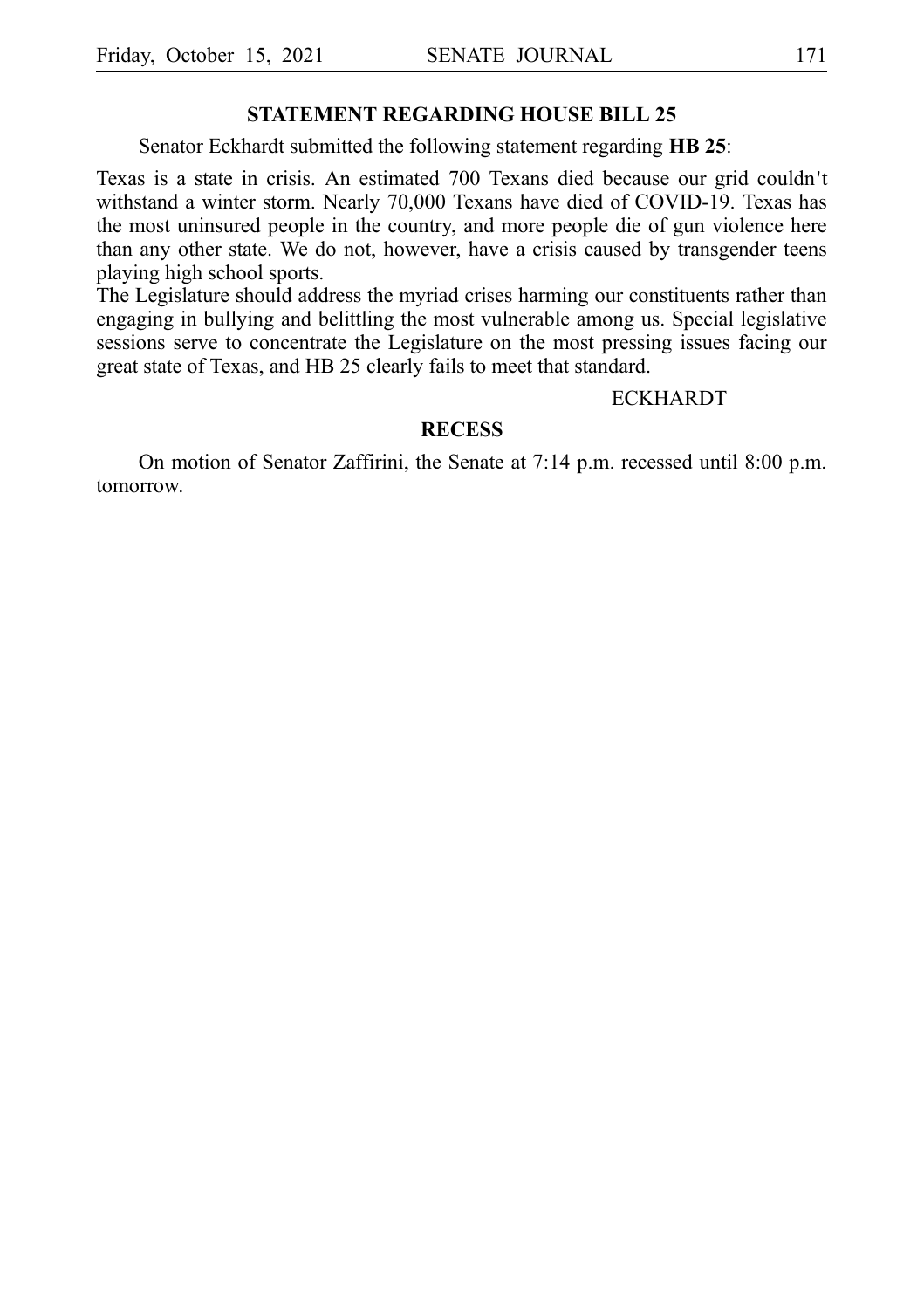## STATEMENT REGARDING HOUSE BILL 25

Senator Eckhardt submitted the following statement regarding **HB 25**:

Texas is a state in crisis. An estimated 700 Texans died because our grid couldn't withstand a winter storm. Nearly 70,000 Texans have died of COVID-19. Texas has the most uninsured people in the country, and more people die of gun violence here than any other state. We do not, however, have a crisis caused by transgender teens playing high school sports.

The Legislature should address the myriad crises harming our constituents rather than engaging in bullying and belittling the most vulnerable among us. Special legislative sessions serve to concentrate the Legislature on the most pressing issues facing our great state of Texas, and HB 25 clearly fails to meet that standard.

ECKHARDT

## RECESS

On motion of Senator Zaffirini, the Senate at 7:14 p.m. recessed until 8:00 p.m. tomorrow.